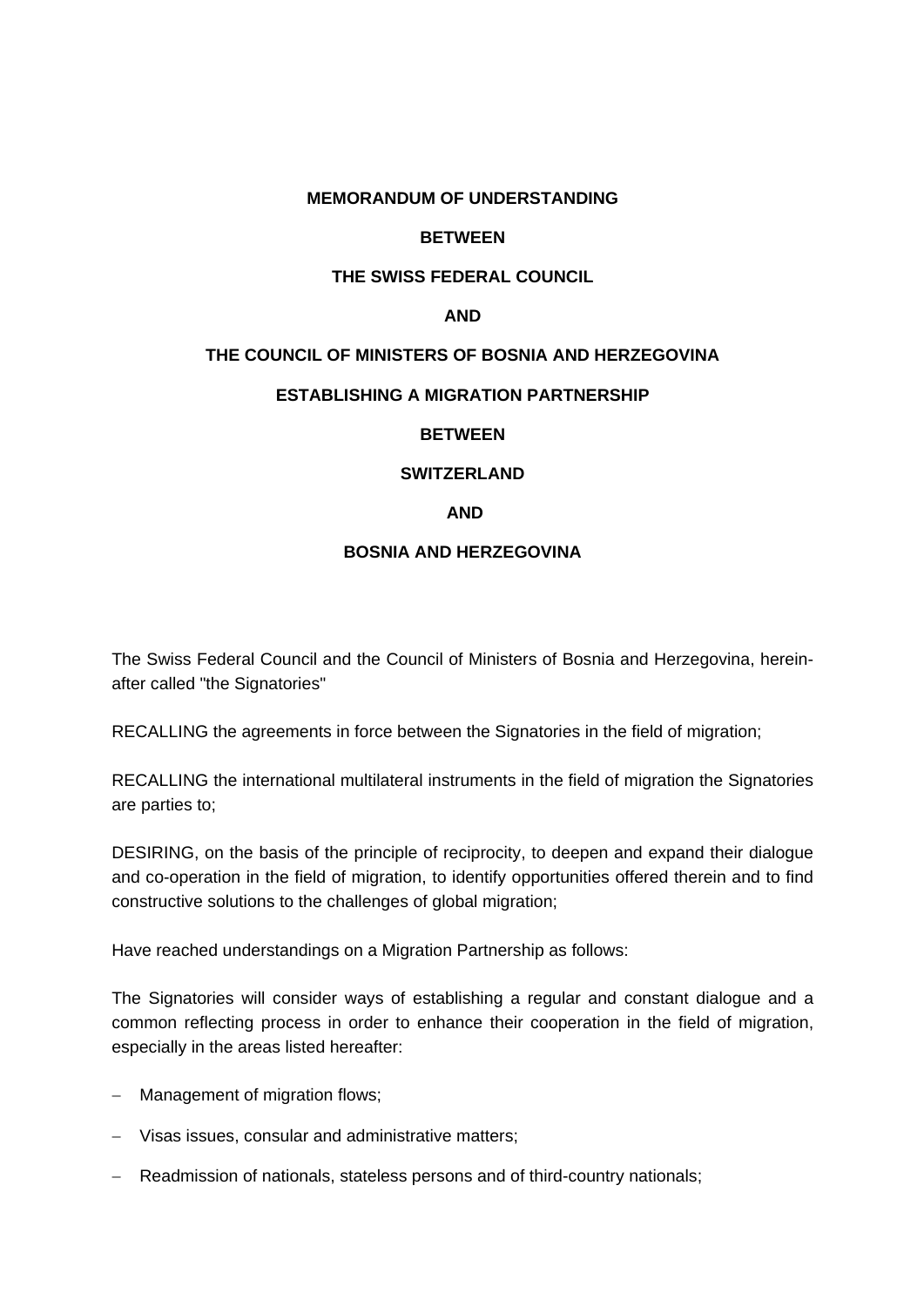**MEMORANDUM OF UNDERSTANDING**

**BETWEEN**

**THE SWISS FEDERAL COUNCIL**

**AND**

**THE COUNCIL OF MINISTERS OF BOSNIA AND HERZEGOVINA**

**ESTABLISHING A MIGRATION PARTNERSHIP**

**BETWEEN**

**SWITZERLAND**

**AND**

**BOSNIA AND HERZEGOVINA**

The Swiss Federal Council and the Council of Ministers of Bosnia and Herzegovina, hereinafter called "the Signatories"

RECALLING the agreements in force between the Signatories in the field of migration;

RECALLING the international multilateral instruments in the field of migration the Signatories are parties to;

DESIRING, on the basis of the principle of reciprocity, to deepen and expand their dialogue and co-operation in the field of migration, to identify opportunities offered therein and to find constructive solutions to the challenges of global migration;

Have reached understandings on a Migration Partnership as follows:

The Signatories will consider ways of establishing a regular and constant dialogue and a common reflecting process in order to enhance their cooperation in the field of migration, especially in the areas listed hereafter:

- Management of migration flows;
- Visas issues, consular and administrative matters;
- Readmission of nationals, stateless persons and of third-country nationals;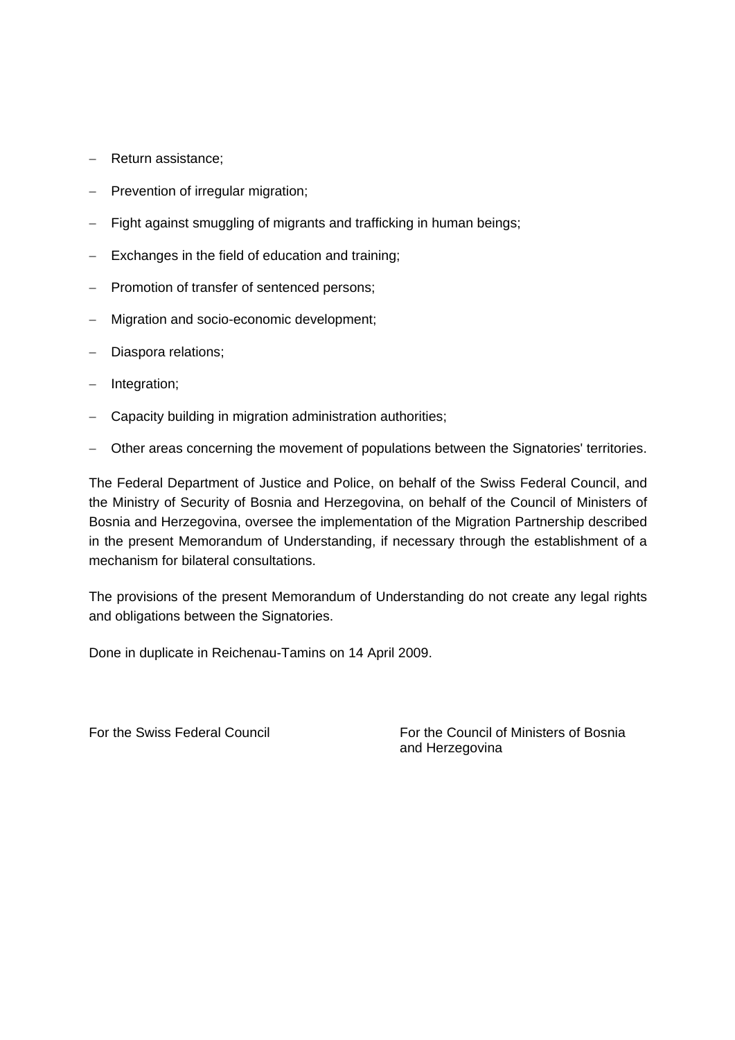- Return assistance;
- Prevention of irregular migration;
- Fight against smuggling of migrants and trafficking in human beings;
- Exchanges in the field of education and training;
- Promotion of transfer of sentenced persons;
- Migration and socio-economic development;
- Diaspora relations;
- Integration;
- Capacity building in migration administration authorities;
- Other areas concerning the movement of populations between the Signatories' territories.

The Federal Department of Justice and Police, on behalf of the Swiss Federal Council, and the Ministry of Security of Bosnia and Herzegovina, on behalf of the Council of Ministers of Bosnia and Herzegovina, oversee the implementation of the Migration Partnership described in the present Memorandum of Understanding, if necessary through the establishment of a mechanism for bilateral consultations.

The provisions of the present Memorandum of Understanding do not create any legal rights and obligations between the Signatories.

Done in duplicate in Reichenau-Tamins on 14 April 2009.

For the Swiss Federal Council

For the Council of Ministers of Bosnia and Herzegovina